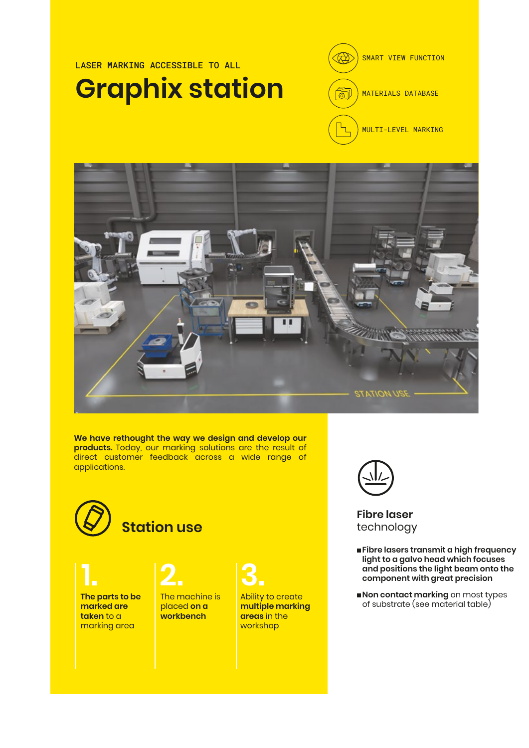LASER MARKING ACCESSIBLE TO ALL

# Graphix station

SMART VIEW FUNCTION

MATERIALS DATABASE

MULTI-LEVEL MARKING

**We have rethought the way we design and develop our products.** Today, our marking solutions are the result of direct customer feedback across a wide range of applications.

## Station use

**1.** **The parts to be marked are taken** to a marking area

**2.** The machine is placed **on a workbench**

**3.** Ability to create **multiple marking areas** in the workshop

## Fibre laser technology

- **Fibre lasers transmit a high frequency light to a galvo head which focuses and positions the light beam onto the component with great precision**
- **Non contact marking** on most types of substrate (see material table)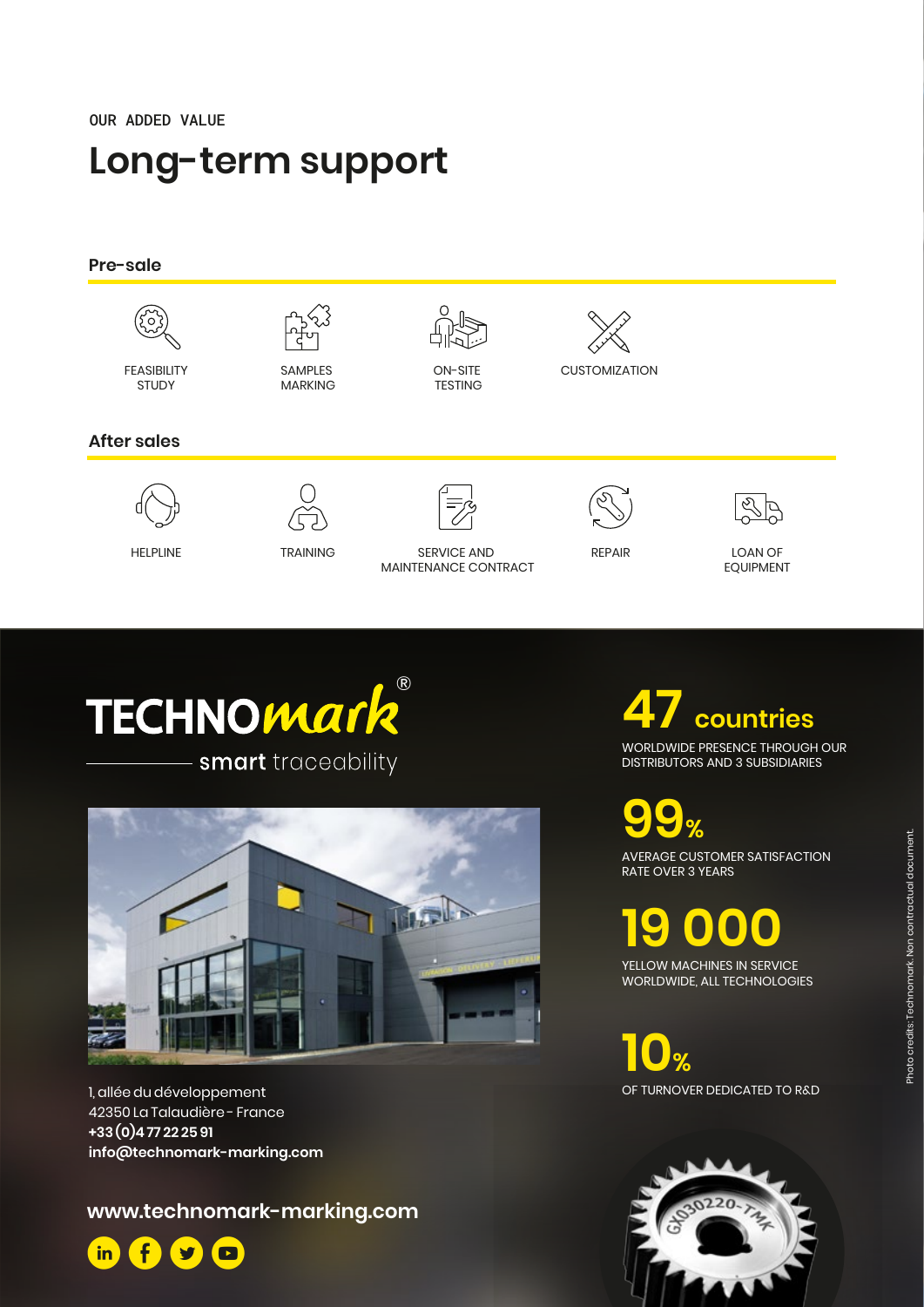OUR ADDED VALUE

# Long-term support

## Pre-sale

- FEASIBILITY STUDY
- SAMPLES MARKING
- ON-SITE TESTING
- CUSTOMIZATION

## After sales

- HELPLINE
- TRAINING
- SERVICE AND MAINTENANCE CONTRACT
- REPAIR
- LOAN OF EQUIPMENT

TECHNOmark®

smart traceability

1, allée du développement
42350 La Talaudière - France
**+33 (0)4 77 22 25 91**
**info@technomark-marking.com**

**www.technomark-marking.com**

**47 countries**
WORLDWIDE PRESENCE THROUGH OUR DISTRIBUTORS AND 3 SUBSIDIARIES

**99%**
AVERAGE CUSTOMER SATISFACTION RATE OVER 3 YEARS

**19 000**
YELLOW MACHINES IN SERVICE WORLDWIDE, ALL TECHNOLOGIES

**10%**
OF TURNOVER DEDICATED TO R&D

Photo credits: Technomark. Non contractual document.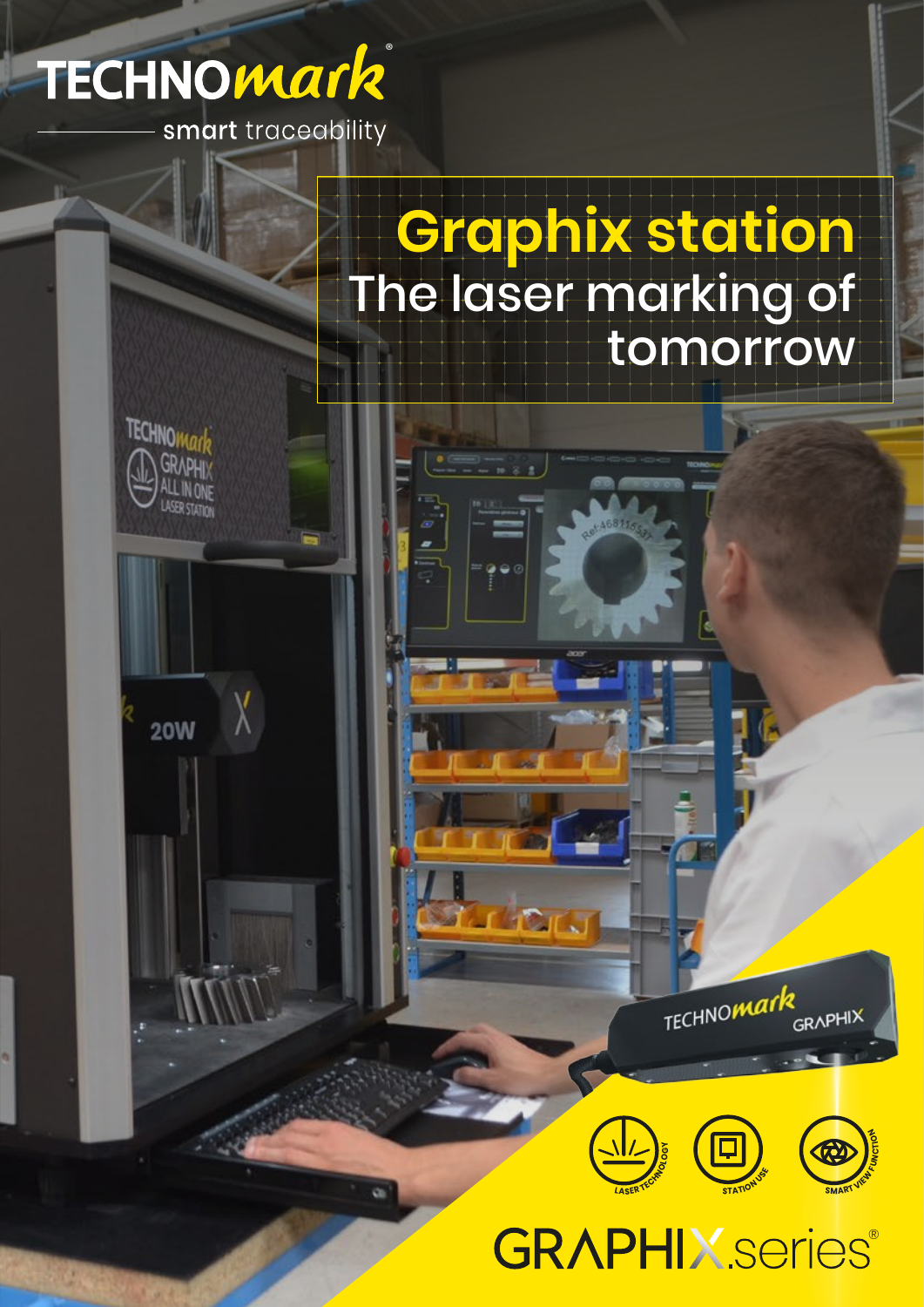TECHNOmark

smart traceability

# Graphix station

## The laser marking of tomorrow

LASER TECHNOLOGY

STATION USE

SMART VIEW FUNCTION

GRAPHIX.series®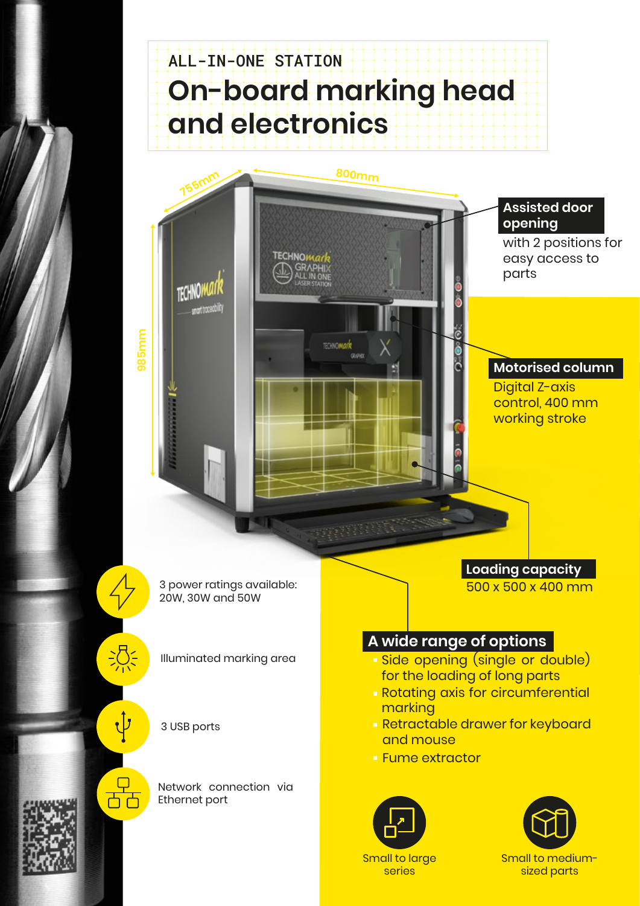ALL-IN-ONE STATION

# On-board marking head and electronics

755mm

800mm

985mm

**Assisted door opening**
with 2 positions for easy access to parts

**Motorised column**
Digital Z-axis control, 400 mm working stroke

**Loading capacity**
500 x 500 x 400 mm

3 power ratings available: 20W, 30W and 50W

Illuminated marking area

3 USB ports

Network connection via Ethernet port

## A wide range of options

- Side opening (single or double) for the loading of long parts
- Rotating axis for circumferential marking
- Retractable drawer for keyboard and mouse
- Fume extractor

Small to large series

Small to medium-sized parts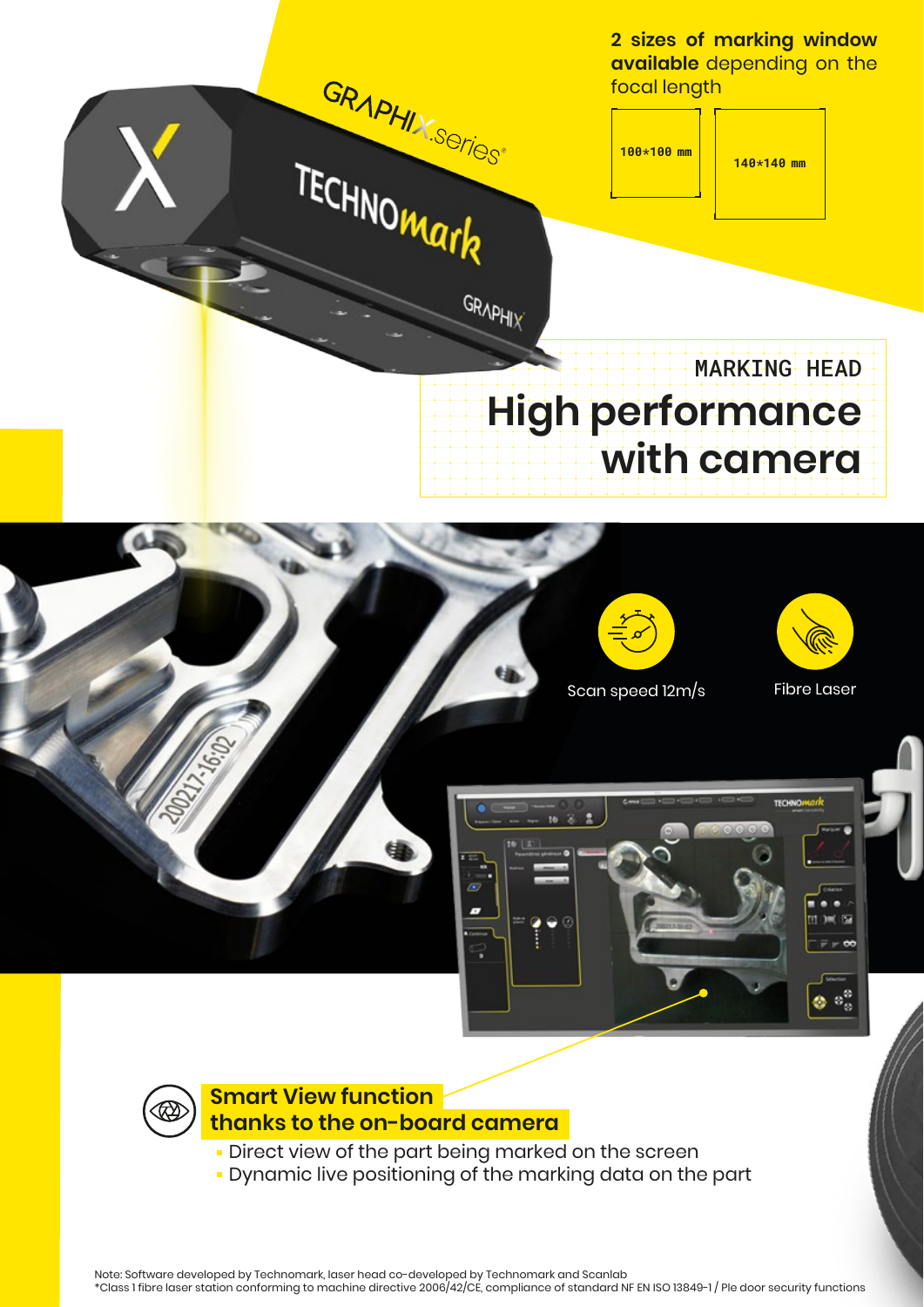**2 sizes of marking window available** depending on the focal length

100*100 mm

140*140 mm

MARKING HEAD

# High performance with camera

Scan speed 12m/s

Fibre Laser

## Smart View function thanks to the on-board camera

- Direct view of the part being marked on the screen
- Dynamic live positioning of the marking data on the part

Note: Software developed by Technomark, laser head co-developed by Technomark and Scanlab
*Class 1 fibre laser station conforming to machine directive 2006/42/CE, compliance of standard NF EN ISO 13849-1 / Ple door security functions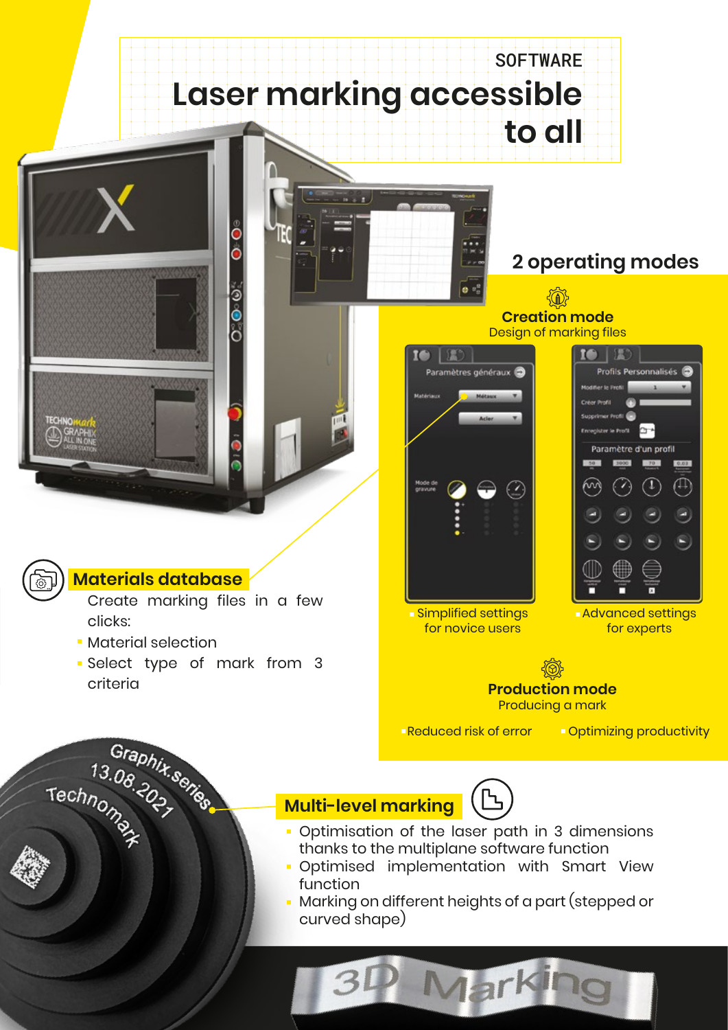SOFTWARE

# Laser marking accessible to all

## 2 operating modes

### Creation mode

Design of marking files

- Simplified settings for novice users
- Advanced settings for experts

### Production mode

Producing a mark

- Reduced risk of error
- Optimizing productivity

## Materials database

Create marking files in a few clicks:

- Material selection
- Select type of mark from 3 criteria

## Multi-level marking

- Optimisation of the laser path in 3 dimensions thanks to the multiplane software function
- Optimised implementation with Smart View function
- Marking on different heights of a part (stepped or curved shape)